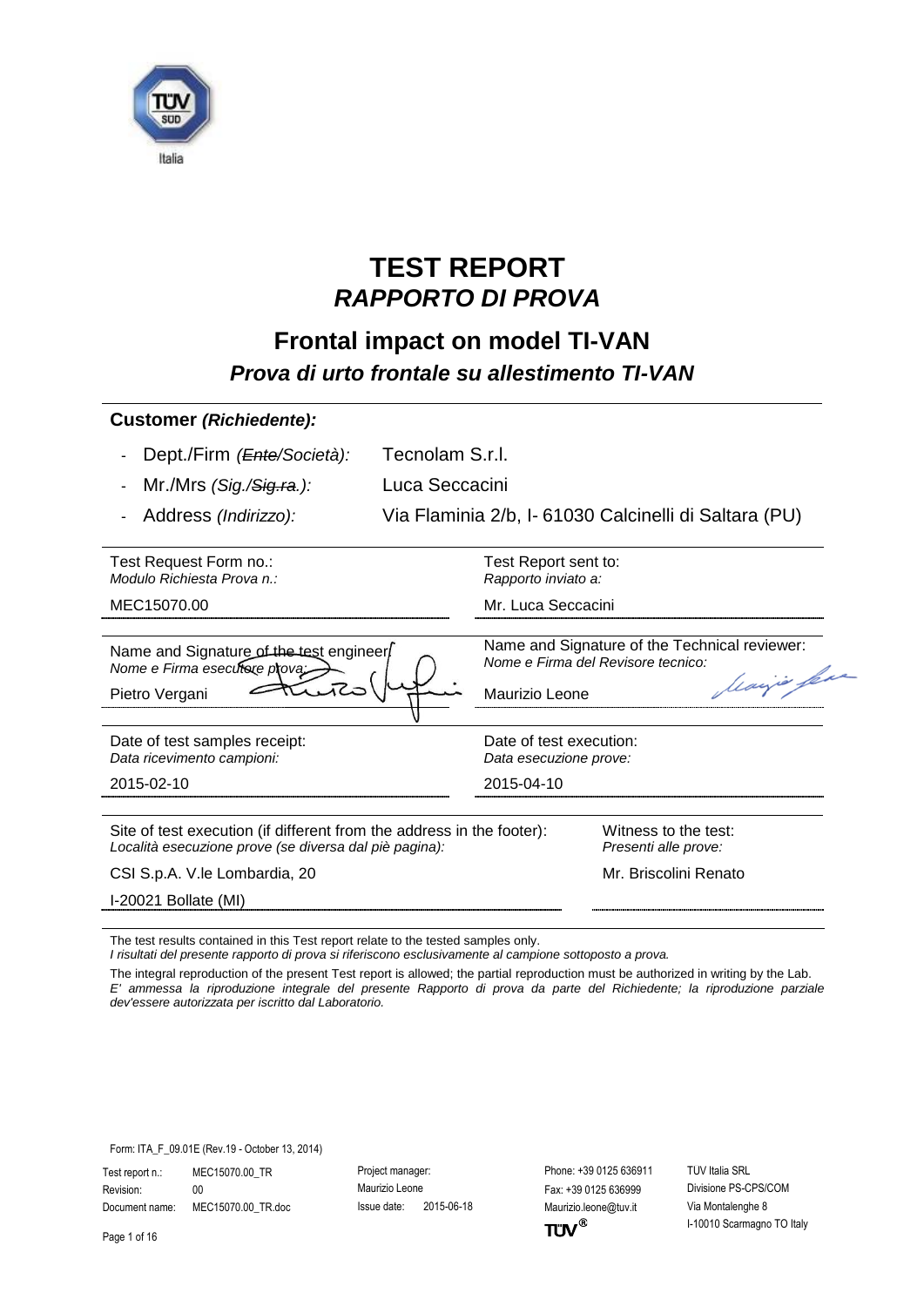# TEST REPORT
# *RAPPORTO DI PROVA*

## Frontal impact on model TI-VAN
### *Prova di urto frontale su allestimento TI-VAN*

**Customer *(Richiedente)*:**

- Dept./Firm *(~~Ente~~/Società)*: Tecnolam S.r.l.
- Mr./Mrs *(Sig./~~Sig.ra~~.)*: Luca Seccacini
- Address *(Indirizzo)*: Via Flaminia 2/b, I- 61030 Calcinelli di Saltara (PU)

| Test Request Form no.:<br>*Modulo Richiesta Prova n.:* | Test Report sent to:<br>*Rapporto inviato a:* |
|---|---|
| MEC15070.00 | Mr. Luca Seccacini |

| Name and Signature of the test engineer:<br>*Nome e Firma esecutore prova:* | Name and Signature of the Technical reviewer:<br>*Nome e Firma del Revisore tecnico:* |
|---|---|
| Pietro Vergani | Maurizio Leone |

| Date of test samples receipt:<br>*Data ricevimento campioni:* | Date of test execution:<br>*Data esecuzione prove:* |
|---|---|
| 2015-02-10 | 2015-04-10 |

| Site of test execution (if different from the address in the footer):<br>*Località esecuzione prove (se diversa dal piè pagina):* | Witness to the test:<br>*Presenti alle prove:* |
|---|---|
| CSI S.p.A. V.le Lombardia, 20<br>I-20021 Bollate (MI) | Mr. Briscolini Renato |

The test results contained in this Test report relate to the tested samples only.
*I risultati del presente rapporto di prova si riferiscono esclusivamente al campione sottoposto a prova.*

The integral reproduction of the present Test report is allowed; the partial reproduction must be authorized in writing by the Lab.
*E' ammessa la riproduzione integrale del presente Rapporto di prova da parte del Richiedente; la riproduzione parziale dev'essere autorizzata per iscritto dal Laboratorio.*

Form: ITA_F_09.01E (Rev.19 - October 13, 2014)

| Test report n.: | MEC15070.00_TR | Project manager: | Phone: +39 0125 636911 | TUV Italia SRL |
|---|---|---|---|---|
| Revision: | 00 | Maurizio Leone | Fax: +39 0125 636999 | Divisione PS-CPS/COM |
| Document name: | MEC15070.00_TR.doc | Issue date: 2015-06-18 | Maurizio.leone@tuv.it | Via Montalenghe 8 |
| | | | | I-10010 Scarmagno TO Italy |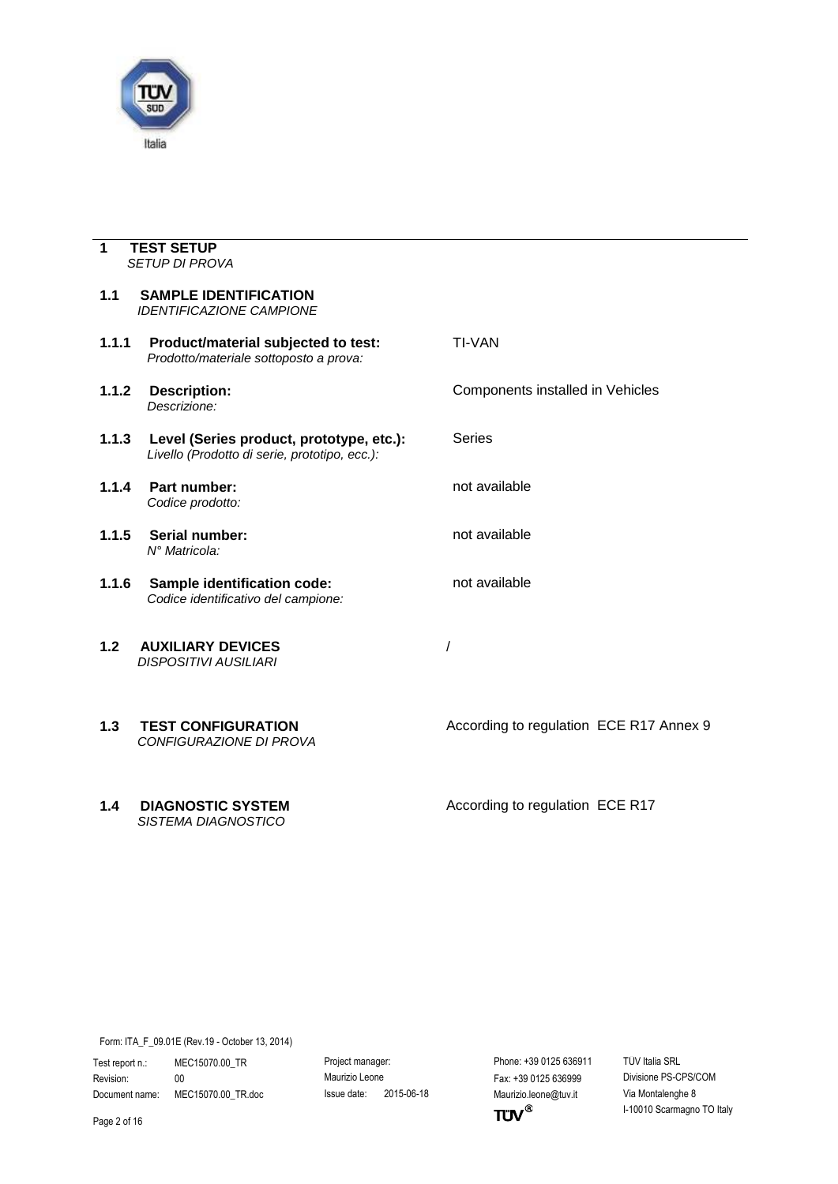# 1 TEST SETUP
*SETUP DI PROVA*

## 1.1 SAMPLE IDENTIFICATION
*IDENTIFICAZIONE CAMPIONE*

| | | |
|---|---|---|
| **1.1.1** | **Product/material subjected to test:** *Prodotto/materiale sottoposto a prova:* | TI-VAN |
| **1.1.2** | **Description:** *Descrizione:* | Components installed in Vehicles |
| **1.1.3** | **Level (Series product, prototype, etc.):** *Livello (Prodotto di serie, prototipo, ecc.):* | Series |
| **1.1.4** | **Part number:** *Codice prodotto:* | not available |
| **1.1.5** | **Serial number:** *N° Matricola:* | not available |
| **1.1.6** | **Sample identification code:** *Codice identificativo del campione:* | not available |

## 1.2 AUXILIARY DEVICES
*DISPOSITIVI AUSILIARI*

/

## 1.3 TEST CONFIGURATION
*CONFIGURAZIONE DI PROVA*

According to regulation ECE R17 Annex 9

## 1.4 DIAGNOSTIC SYSTEM
*SISTEMA DIAGNOSTICO*

According to regulation ECE R17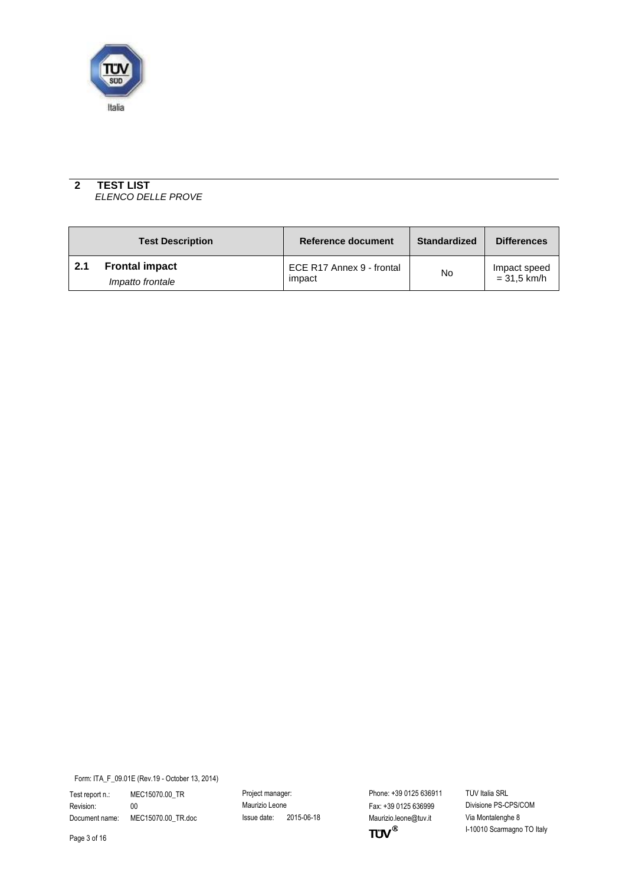## 2 TEST LIST

*ELENCO DELLE PROVE*

| Test Description | Reference document | Standardized | Differences |
|---|---|---|---|
| **2.1 Frontal impact** *Impatto frontale* | ECE R17 Annex 9 - frontal impact | No | Impact speed = 31,5 km/h |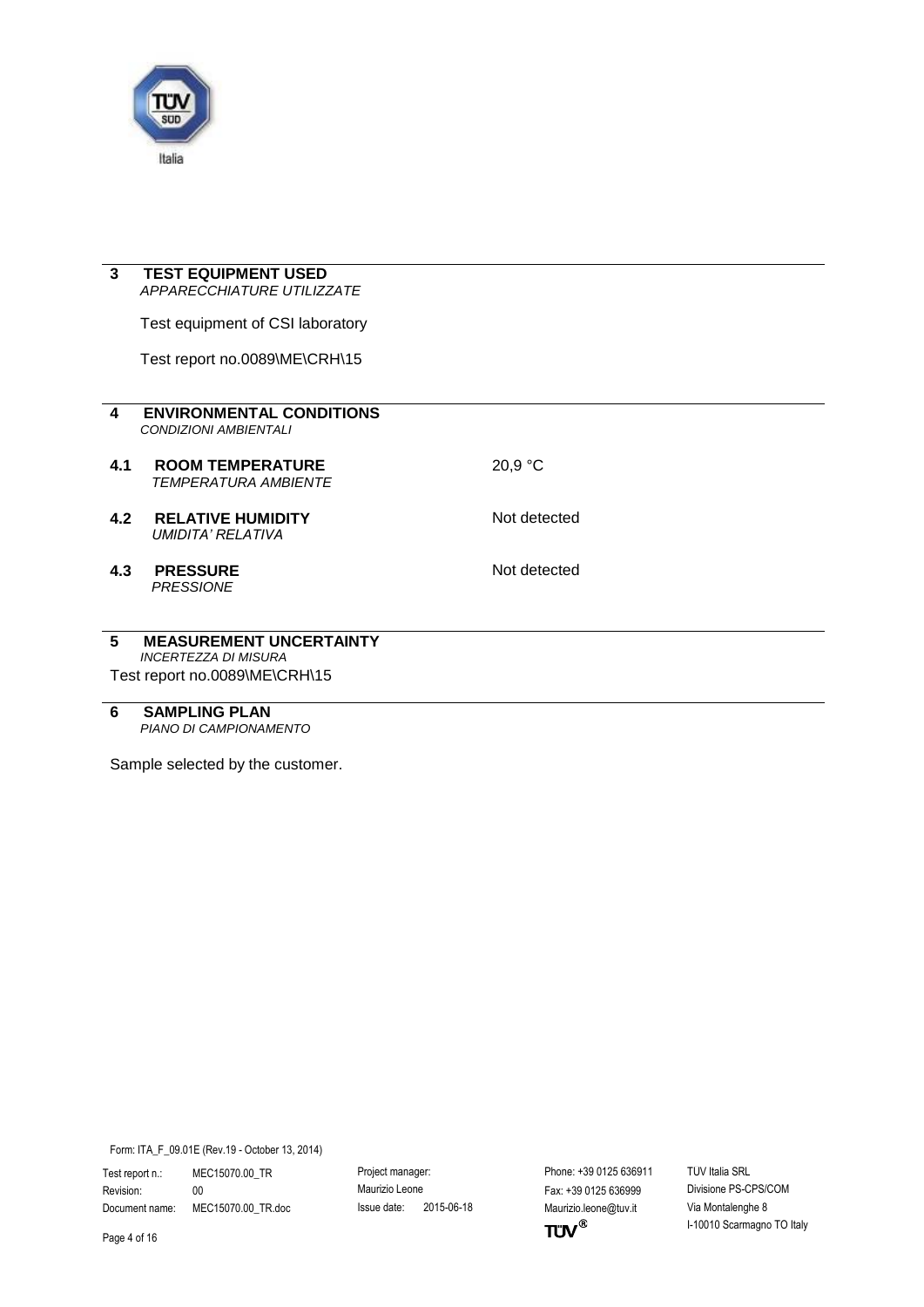## 3 TEST EQUIPMENT USED

*APPARECCHIATURE UTILIZZATE*

Test equipment of CSI laboratory

Test report no.0089\ME\CRH\15

## 4 ENVIRONMENTAL CONDITIONS

*CONDIZIONI AMBIENTALI*

### 4.1 ROOM TEMPERATURE

*TEMPERATURA AMBIENTE*

20,9 °C

### 4.2 RELATIVE HUMIDITY

*UMIDITA' RELATIVA*

Not detected

### 4.3 PRESSURE

*PRESSIONE*

Not detected

## 5 MEASUREMENT UNCERTAINTY

*INCERTEZZA DI MISURA*

Test report no.0089\ME\CRH\15

## 6 SAMPLING PLAN

*PIANO DI CAMPIONAMENTO*

Sample selected by the customer.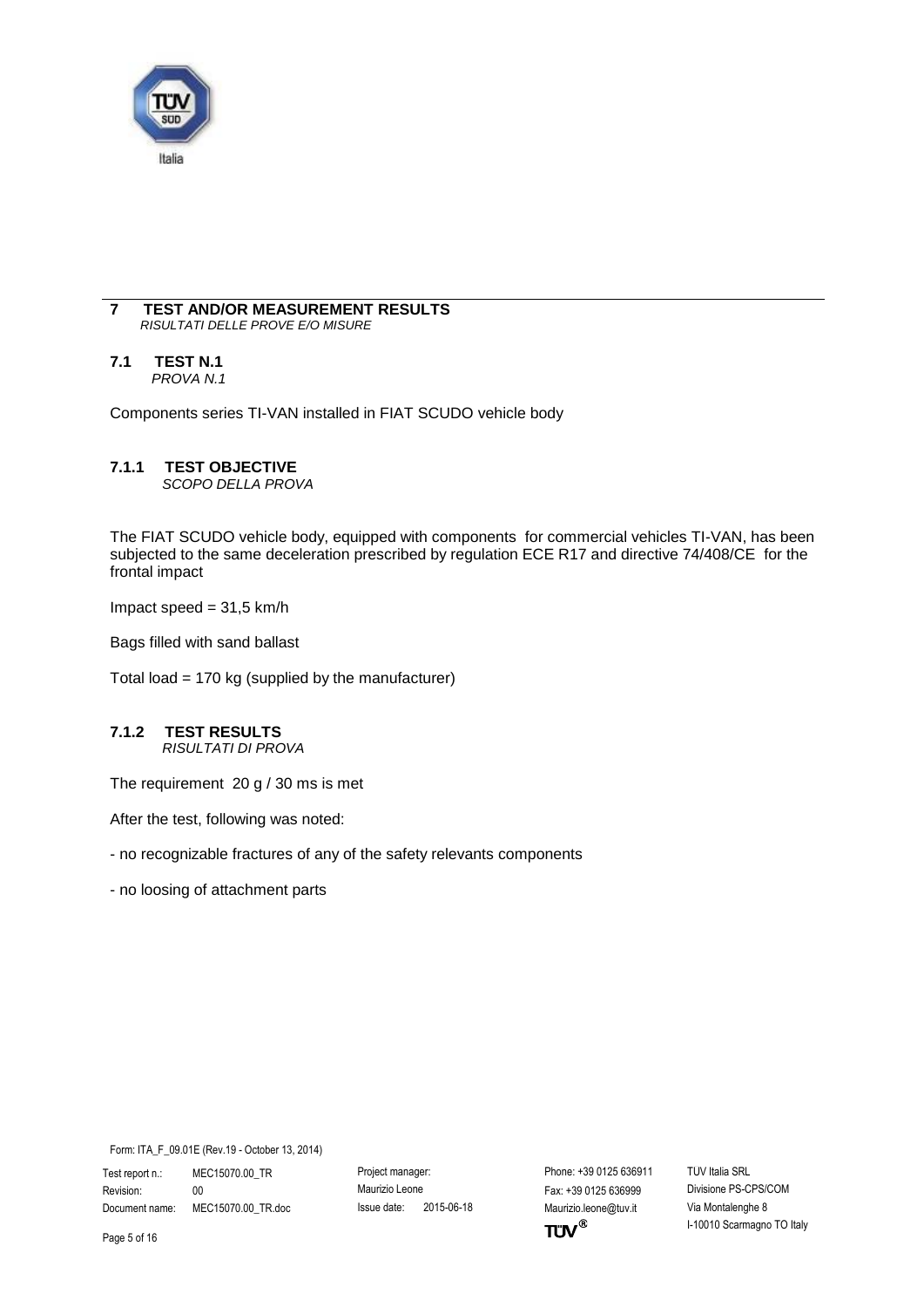# 7 TEST AND/OR MEASUREMENT RESULTS

*RISULTATI DELLE PROVE E/O MISURE*

## 7.1 TEST N.1

*PROVA N.1*

Components series TI-VAN installed in FIAT SCUDO vehicle body

### 7.1.1 TEST OBJECTIVE

*SCOPO DELLA PROVA*

The FIAT SCUDO vehicle body, equipped with components for commercial vehicles TI-VAN, has been subjected to the same deceleration prescribed by regulation ECE R17 and directive 74/408/CE for the frontal impact

Impact speed = 31,5 km/h

Bags filled with sand ballast

Total load = 170 kg (supplied by the manufacturer)

### 7.1.2 TEST RESULTS

*RISULTATI DI PROVA*

The requirement 20 g / 30 ms is met

After the test, following was noted:

- no recognizable fractures of any of the safety relevants components
- no loosing of attachment parts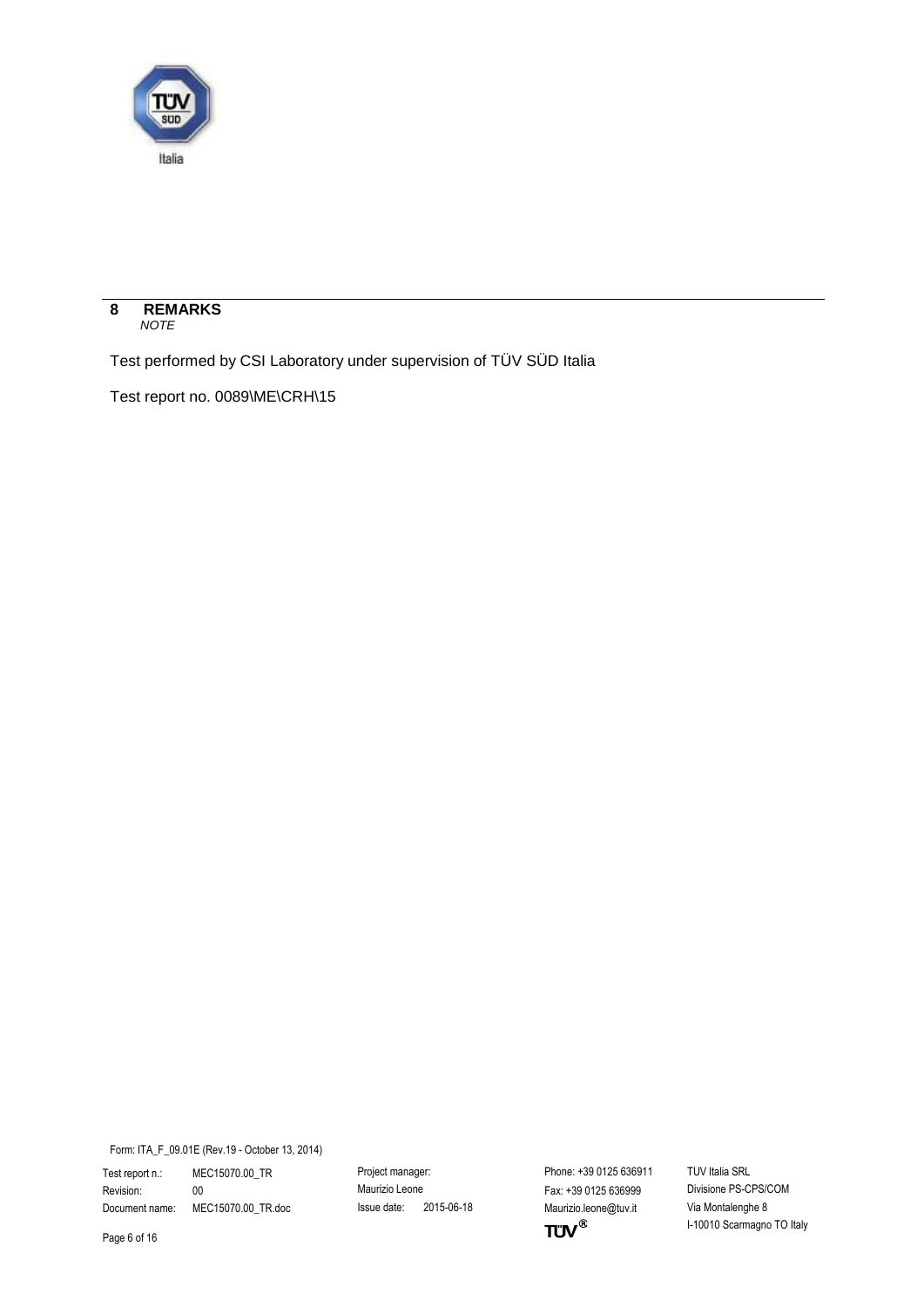## 8 REMARKS

*NOTE*

Test performed by CSI Laboratory under supervision of TÜV SÜD Italia

Test report no. 0089\ME\CRH\15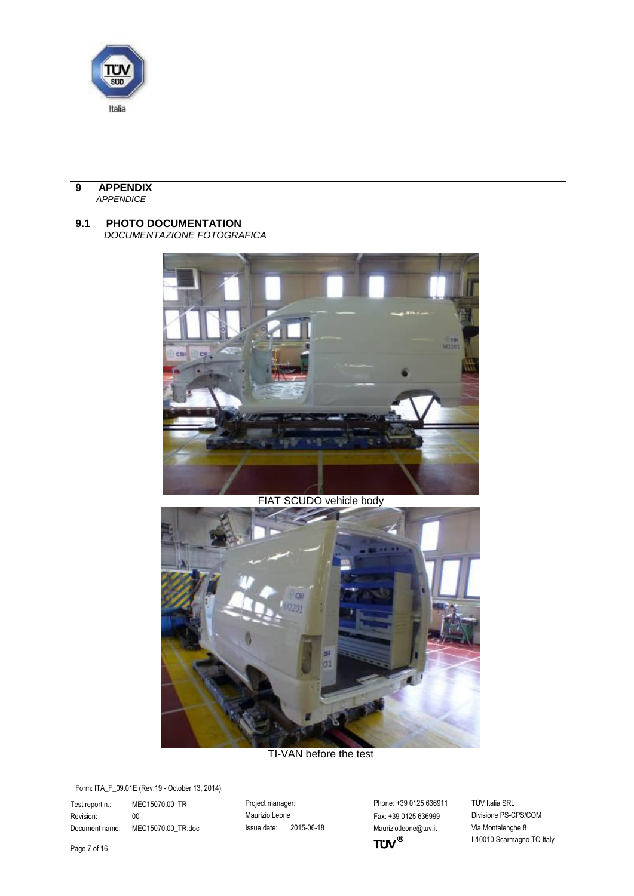# 9 APPENDIX

*APPENDICE*

## 9.1 PHOTO DOCUMENTATION

*DOCUMENTAZIONE FOTOGRAFICA*

FIAT SCUDO vehicle body

TI-VAN before the test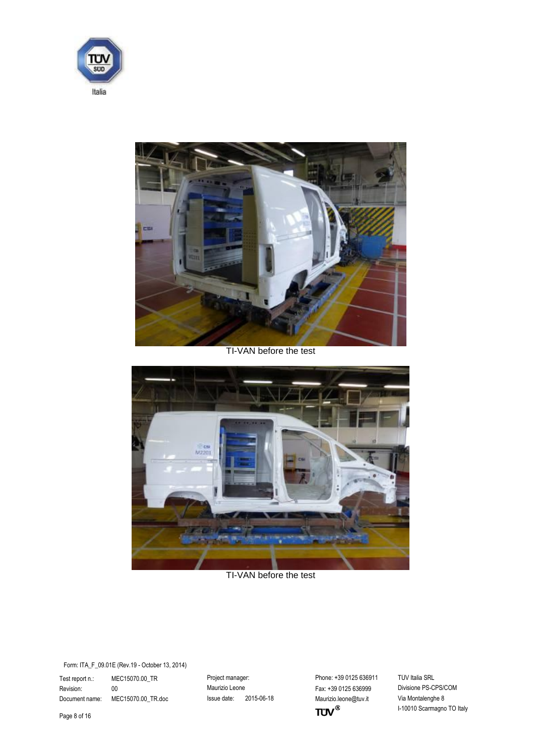TI-VAN before the test

TI-VAN before the test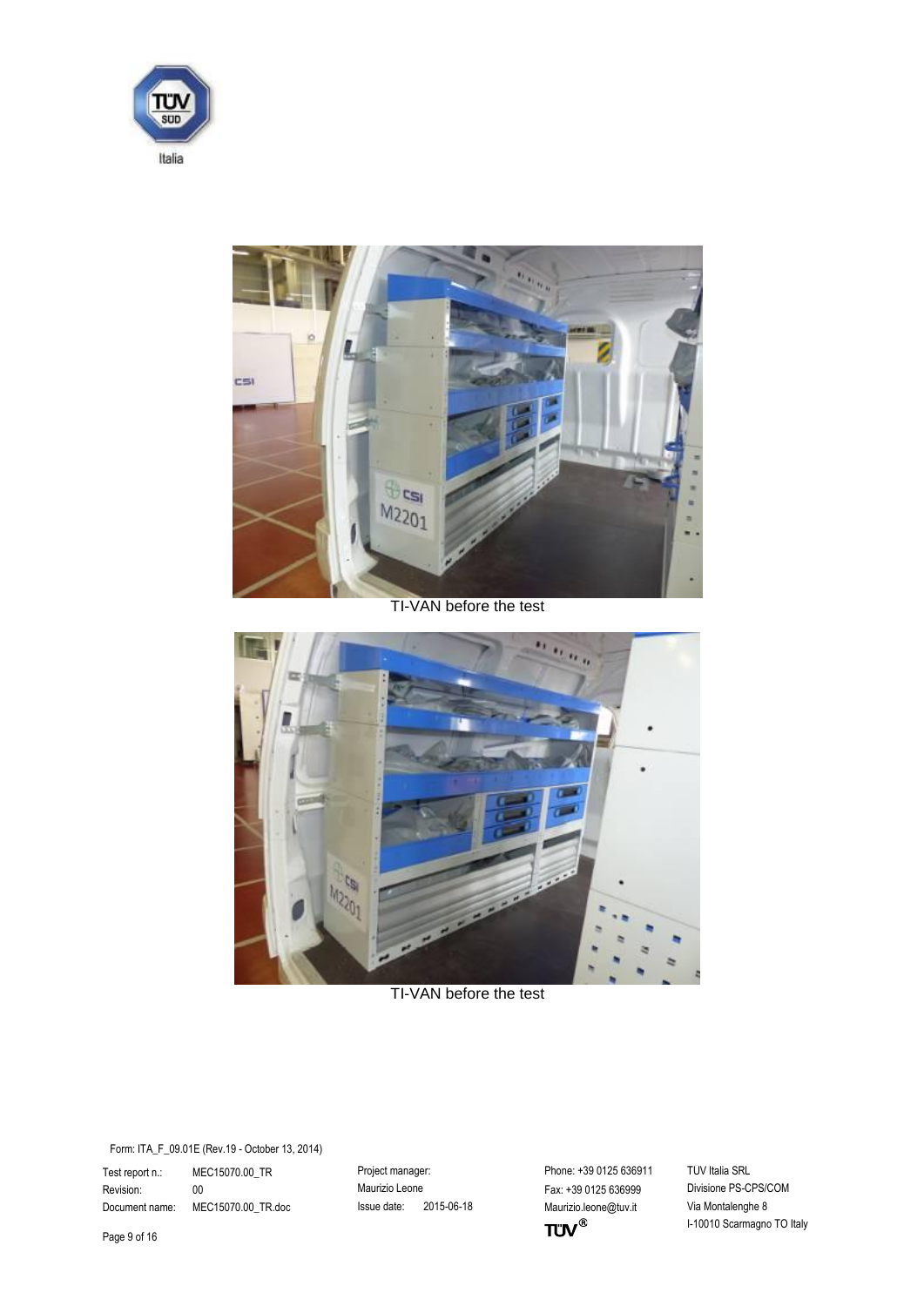TI-VAN before the test

TI-VAN before the test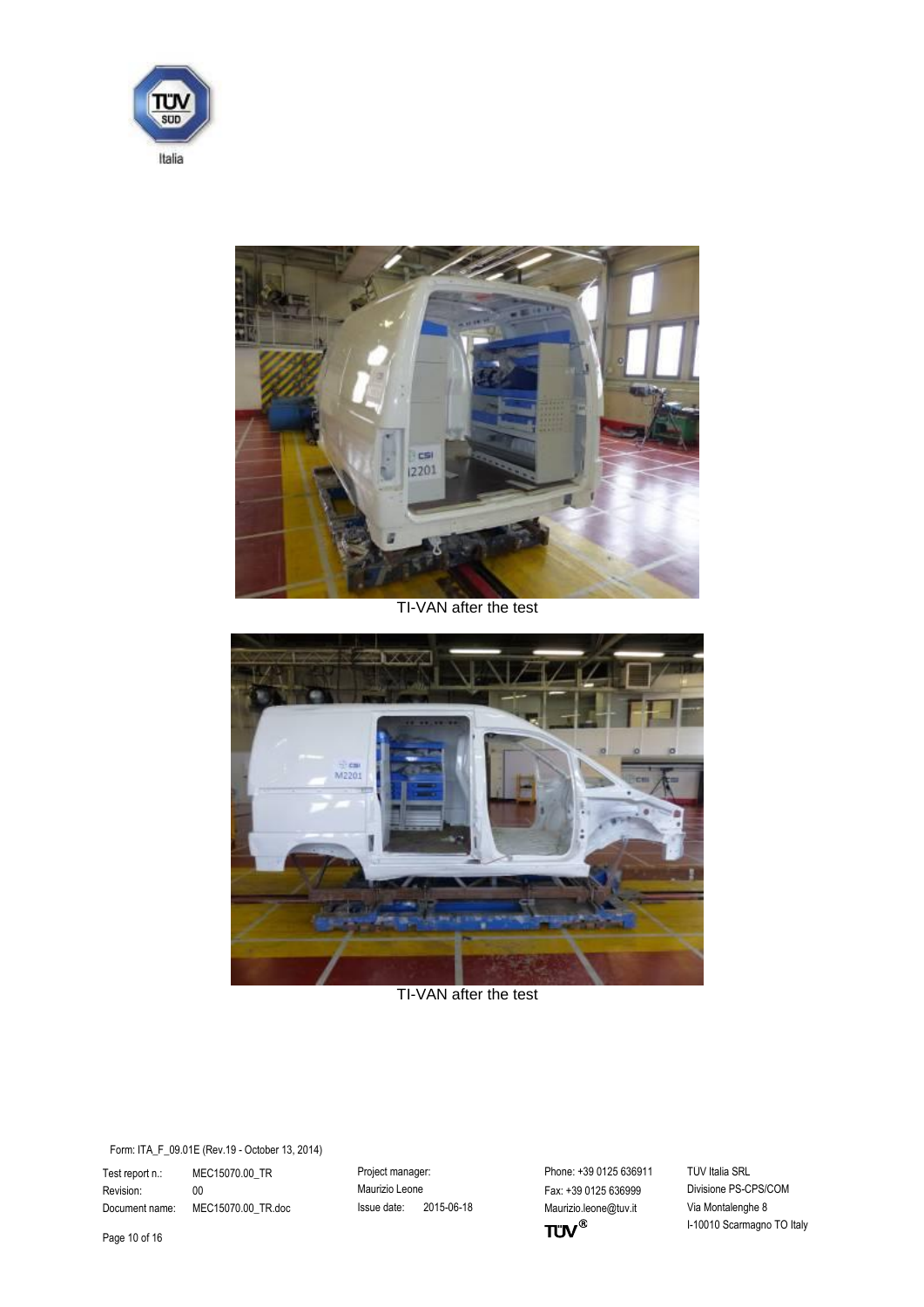TI-VAN after the test

TI-VAN after the test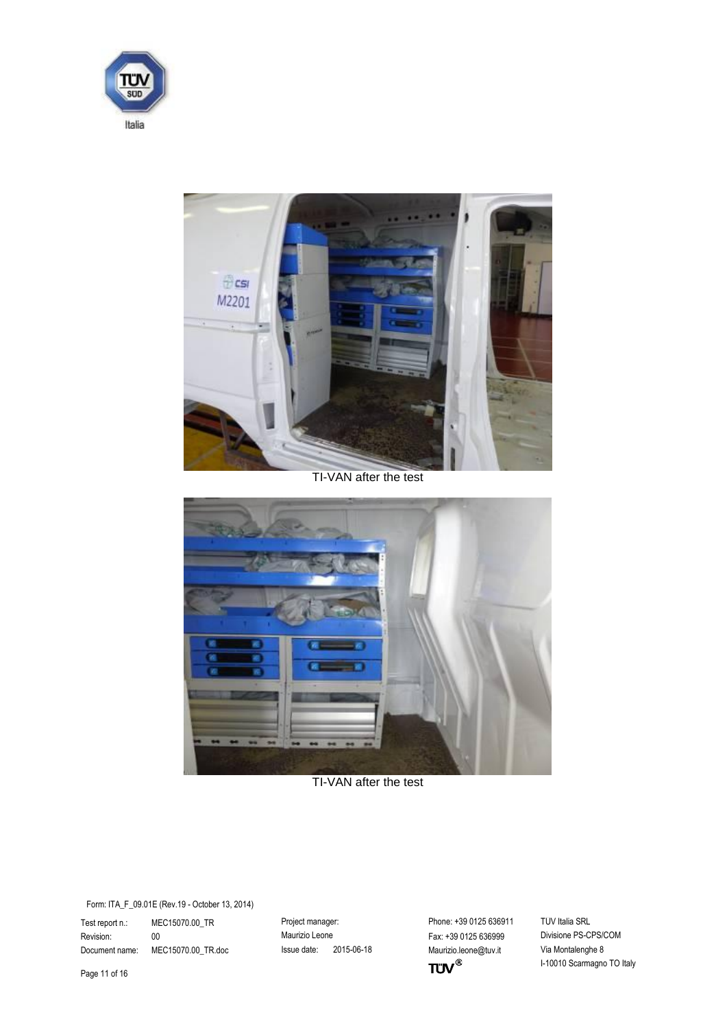TI-VAN after the test

TI-VAN after the test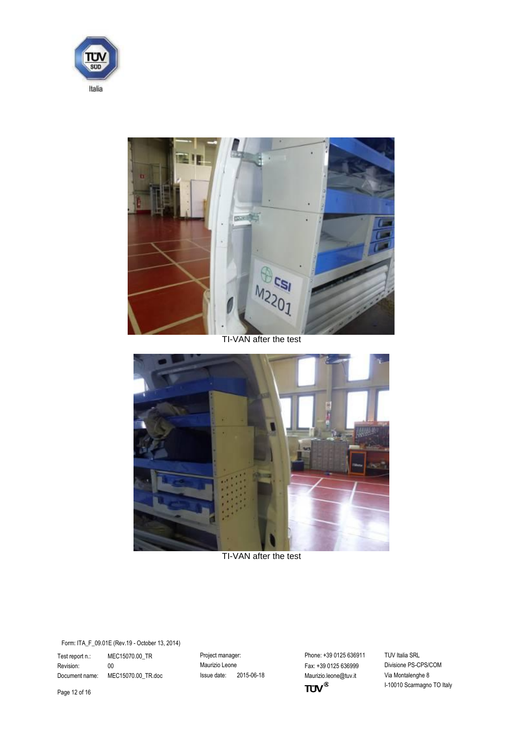TI-VAN after the test

TI-VAN after the test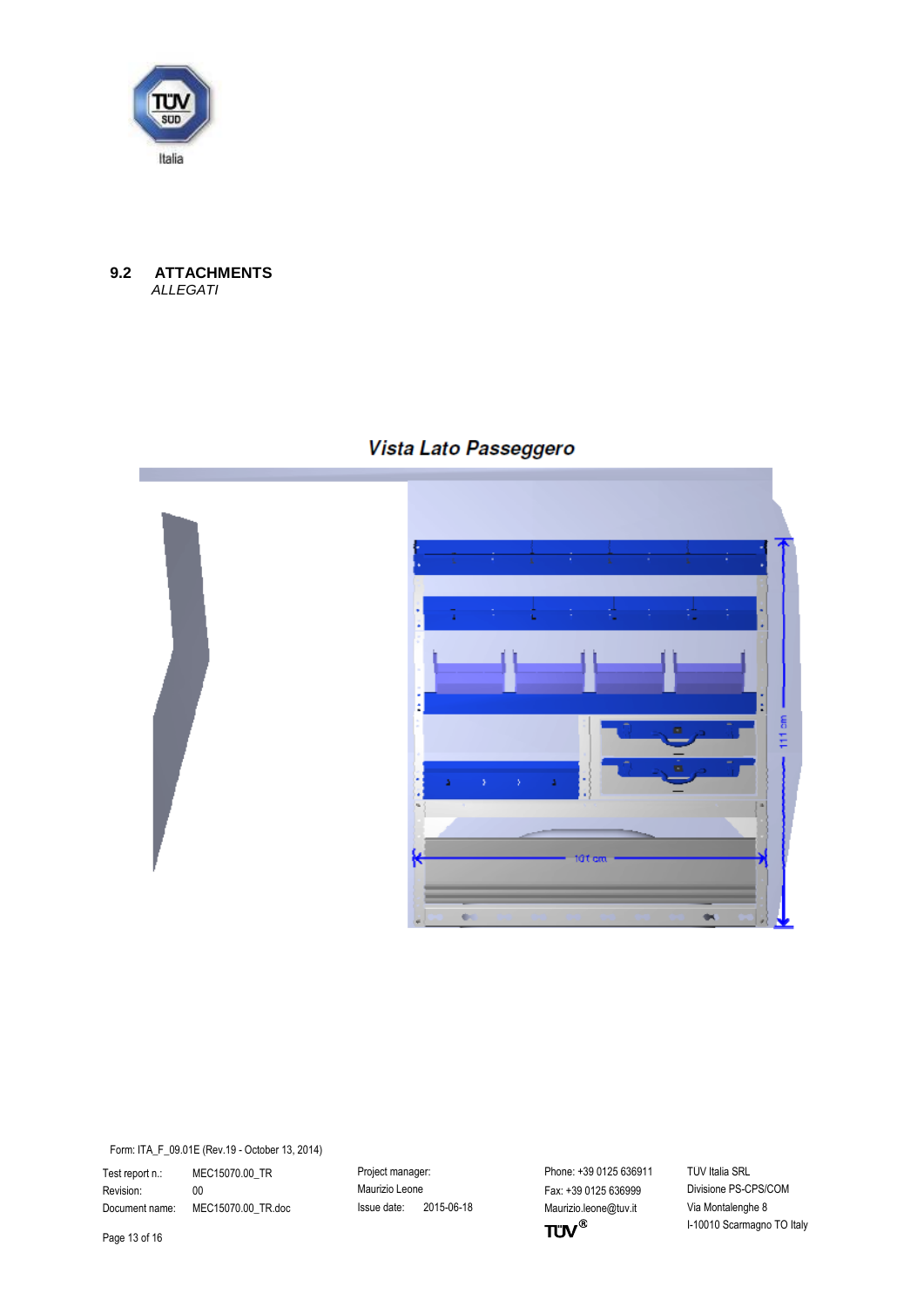## 9.2 ATTACHMENTS

*ALLEGATI*

**Vista Lato Passeggero**

111 cm

101 cm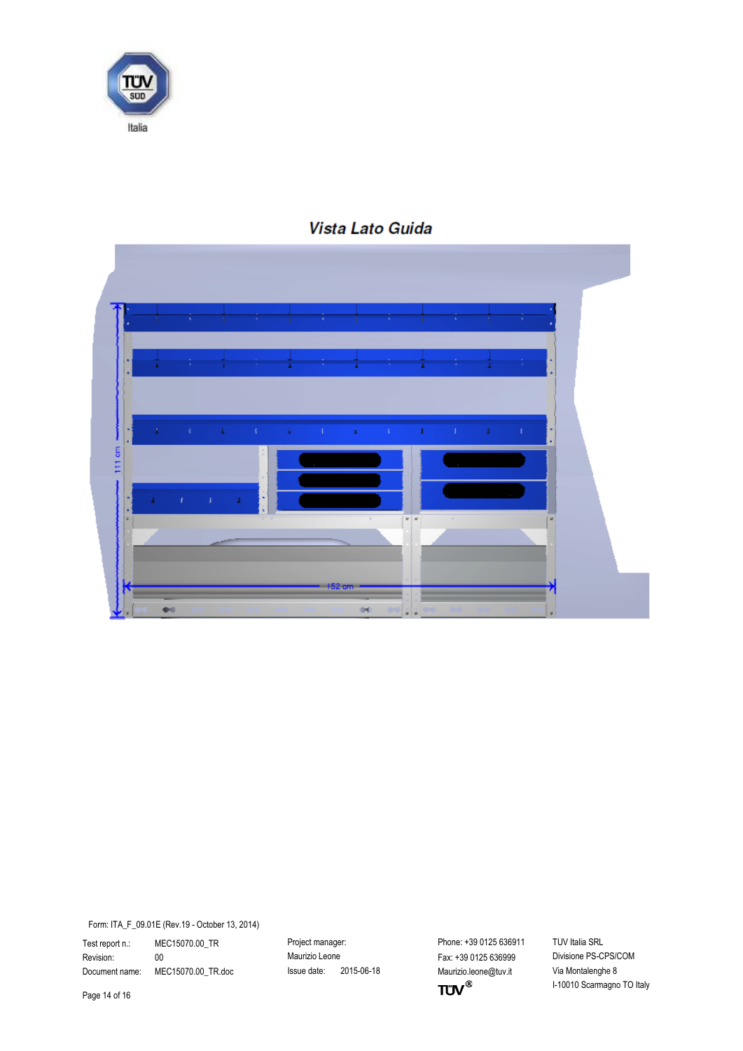## *Vista Lato Guida*

111 cm

152 cm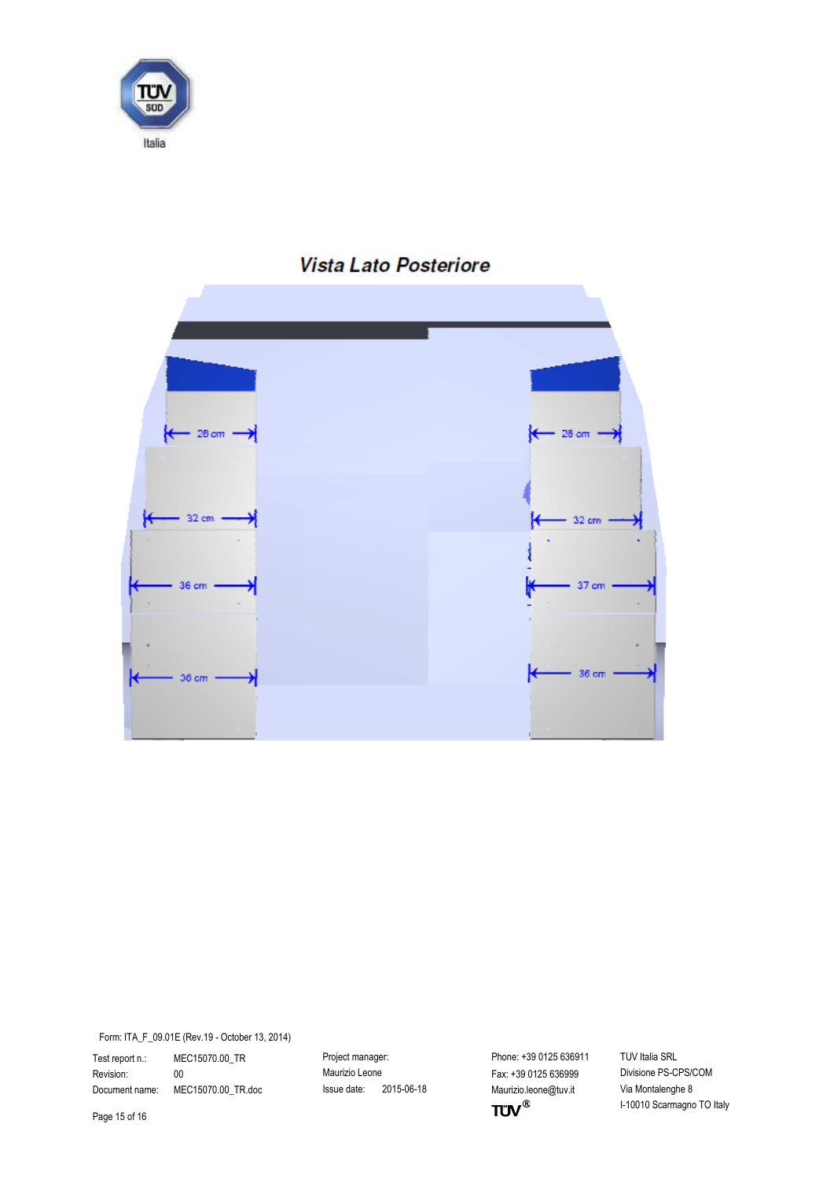## *Vista Lato Posteriore*

28 cm

28 cm

32 cm

32 cm

36 cm

37 cm

36 cm

36 cm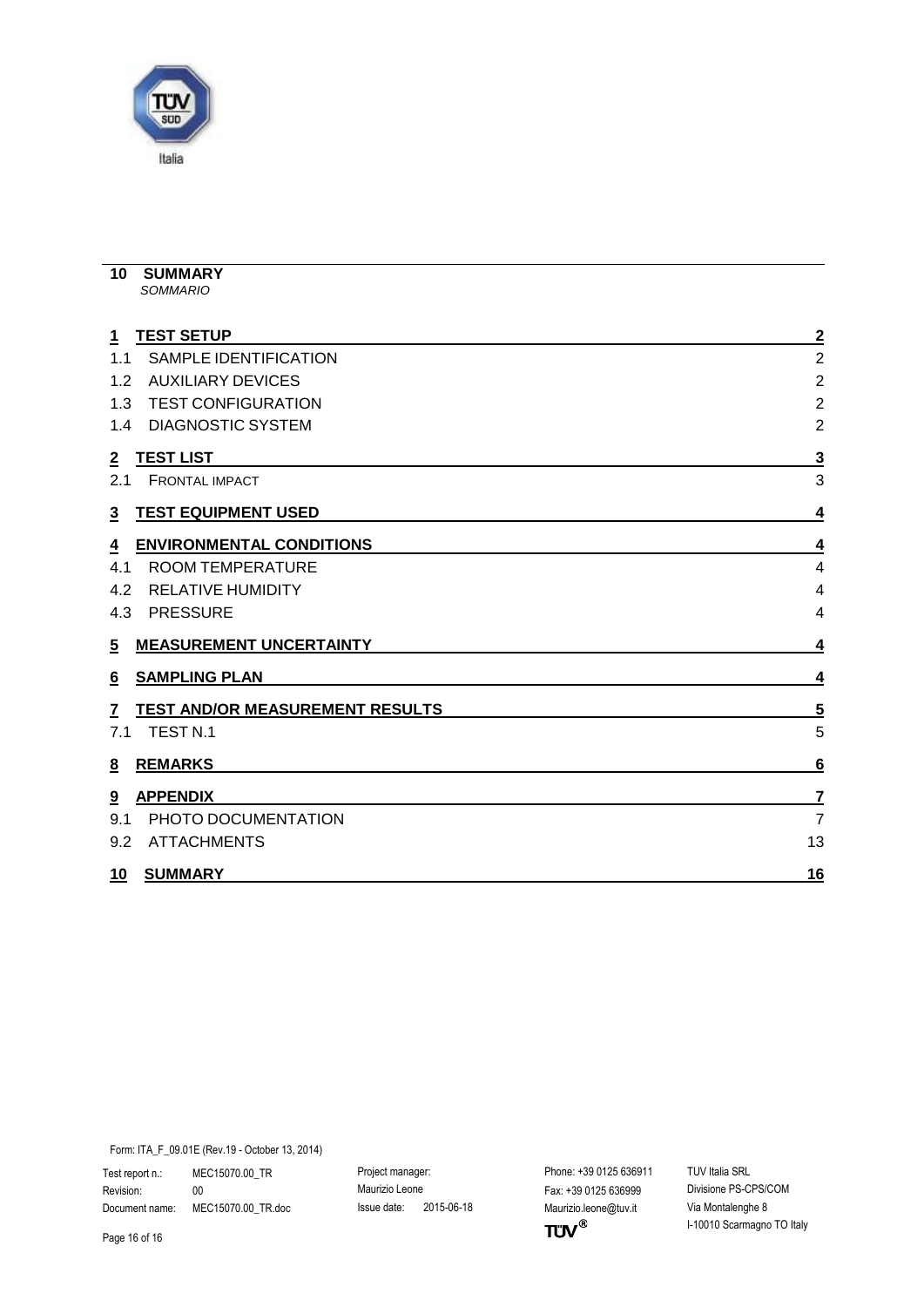## 10 SUMMARY

*SOMMARIO*

| | | |
|---|---|---|
| **1** | **TEST SETUP** | **2** |
| 1.1 | SAMPLE IDENTIFICATION | 2 |
| 1.2 | AUXILIARY DEVICES | 2 |
| 1.3 | TEST CONFIGURATION | 2 |
| 1.4 | DIAGNOSTIC SYSTEM | 2 |
| **2** | **TEST LIST** | **3** |
| 2.1 | FRONTAL IMPACT | 3 |
| **3** | **TEST EQUIPMENT USED** | **4** |
| **4** | **ENVIRONMENTAL CONDITIONS** | **4** |
| 4.1 | ROOM TEMPERATURE | 4 |
| 4.2 | RELATIVE HUMIDITY | 4 |
| 4.3 | PRESSURE | 4 |
| **5** | **MEASUREMENT UNCERTAINTY** | **4** |
| **6** | **SAMPLING PLAN** | **4** |
| **7** | **TEST AND/OR MEASUREMENT RESULTS** | **5** |
| 7.1 | TEST N.1 | 5 |
| **8** | **REMARKS** | **6** |
| **9** | **APPENDIX** | **7** |
| 9.1 | PHOTO DOCUMENTATION | 7 |
| 9.2 | ATTACHMENTS | 13 |
| **10** | **SUMMARY** | **16** |